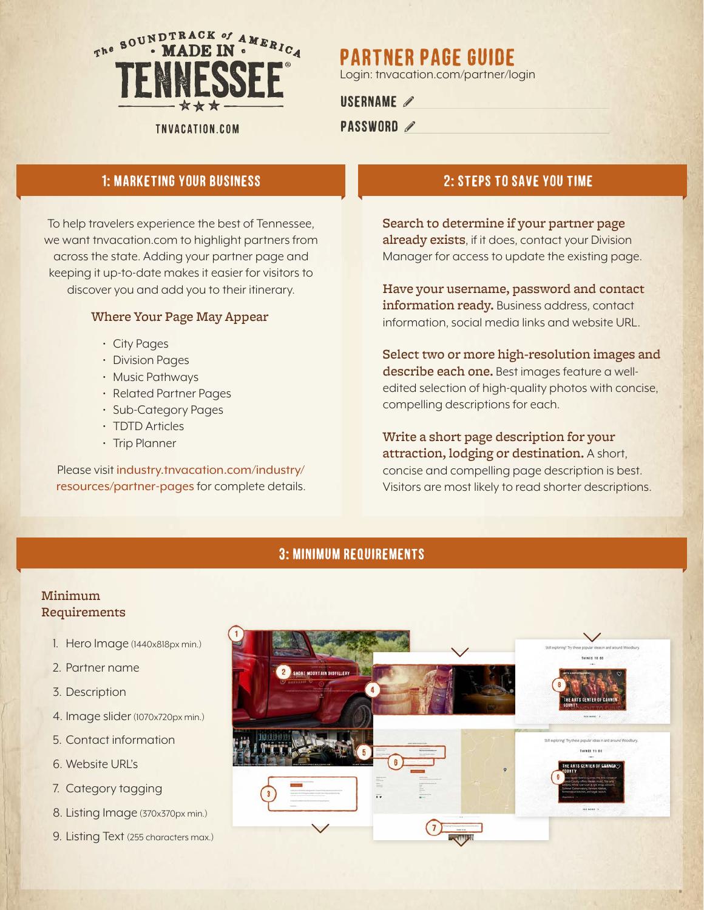The Soundtrack of America • Made in • TENNESSEE®

TNVACATION.COM

# PARTNER PAGE GUIDE

Login: tnvacation.com/partner/login

USERNAME

PASSWORD

## 1: MARKETING YOUR BUSINESS

To help travelers experience the best of Tennessee, we want tnvacation.com to highlight partners from across the state. Adding your partner page and keeping it up-to-date makes it easier for visitors to discover you and add you to their itinerary.

### Where Your Page May Appear

- City Pages
- Division Pages
- Music Pathways
- Related Partner Pages
- Sub-Category Pages
- TDTD Articles
- Trip Planner

Please visit industry.tnvacation.com/industry/resources/partner-pages for complete details.

## 2: STEPS TO SAVE YOU TIME

**Search to determine if your partner page already exists**, if it does, contact your Division Manager for access to update the existing page.

**Have your username, password and contact information ready.** Business address, contact information, social media links and website URL.

**Select two or more high-resolution images and describe each one.** Best images feature a well-edited selection of high-quality photos with concise, compelling descriptions for each.

**Write a short page description for your attraction, lodging or destination.** A short, concise and compelling page description is best. Visitors are most likely to read shorter descriptions.

## 3: MINIMUM REQUIREMENTS

### Minimum Requirements

1. Hero Image (1440x818px min.)
2. Partner name
3. Description
4. Image slider (1070x720px min.)
5. Contact information
6. Website URL's
7. Category tagging
8. Listing Image (370x370px min.)
9. Listing Text (255 characters max.)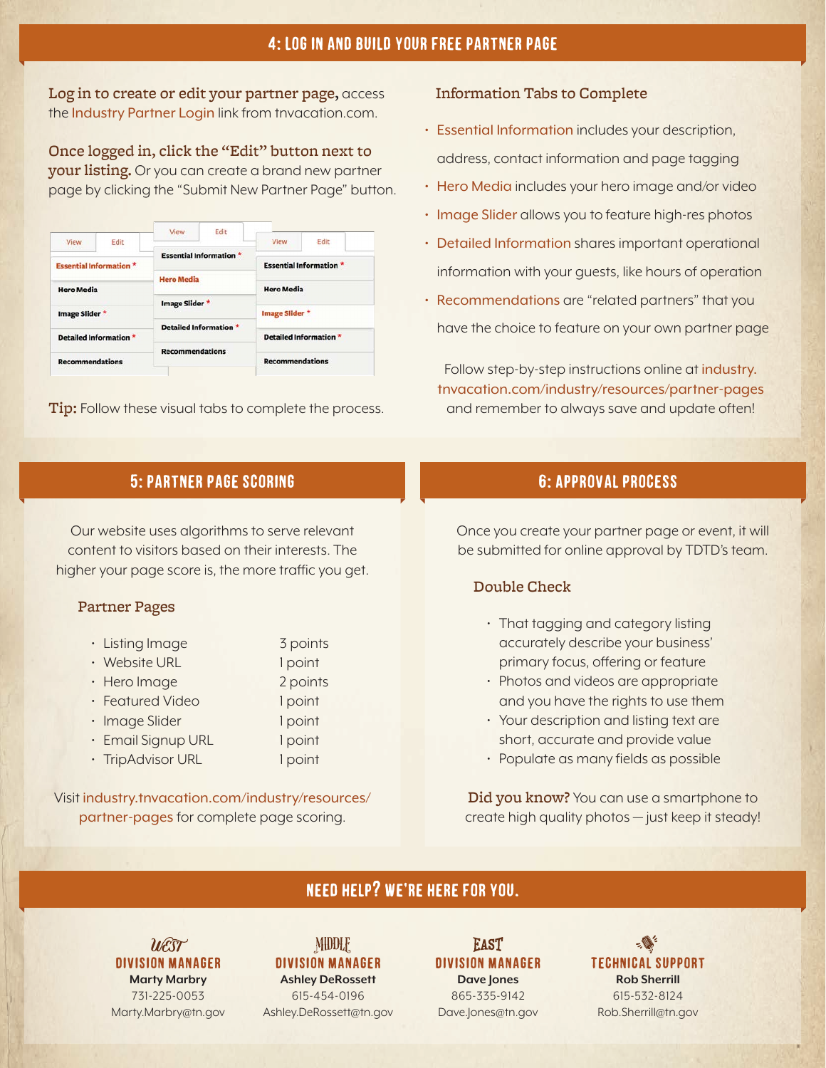## 4: LOG IN AND BUILD YOUR FREE PARTNER PAGE

**Log in to create or edit your partner page,** access the Industry Partner Login link from tnvacation.com.

**Once logged in, click the "Edit" button next to your listing.** Or you can create a brand new partner page by clicking the "Submit New Partner Page" button.

View | Edit
Essential Information *
Hero Media
Image Slider *
Detailed Information *
Recommendations

**Tip:** Follow these visual tabs to complete the process.

### Information Tabs to Complete

- Essential Information includes your description, address, contact information and page tagging
- Hero Media includes your hero image and/or video
- Image Slider allows you to feature high-res photos
- Detailed Information shares important operational information with your guests, like hours of operation
- Recommendations are "related partners" that you have the choice to feature on your own partner page

Follow step-by-step instructions online at industry.tnvacation.com/industry/resources/partner-pages and remember to always save and update often!

## 5: PARTNER PAGE SCORING

Our website uses algorithms to serve relevant content to visitors based on their interests. The higher your page score is, the more traffic you get.

### Partner Pages

| | |
|---|---|
| Listing Image | 3 points |
| Website URL | 1 point |
| Hero Image | 2 points |
| Featured Video | 1 point |
| Image Slider | 1 point |
| Email Signup URL | 1 point |
| TripAdvisor URL | 1 point |

Visit industry.tnvacation.com/industry/resources/partner-pages for complete page scoring.

## 6: APPROVAL PROCESS

Once you create your partner page or event, it will be submitted for online approval by TDTD's team.

### Double Check

- That tagging and category listing accurately describe your business' primary focus, offering or feature
- Photos and videos are appropriate and you have the rights to use them
- Your description and listing text are short, accurate and provide value
- Populate as many fields as possible

**Did you know?** You can use a smartphone to create high quality photos — just keep it steady!

## NEED HELP? WE'RE HERE FOR YOU.

**WEST DIVISION MANAGER**
**Marty Marbry**
731-225-0053
Marty.Marbry@tn.gov

**MIDDLE DIVISION MANAGER**
**Ashley DeRossett**
615-454-0196
Ashley.DeRossett@tn.gov

**EAST DIVISION MANAGER**
**Dave Jones**
865-335-9142
Dave.Jones@tn.gov

**TECHNICAL SUPPORT**
**Rob Sherrill**
615-532-8124
Rob.Sherrill@tn.gov